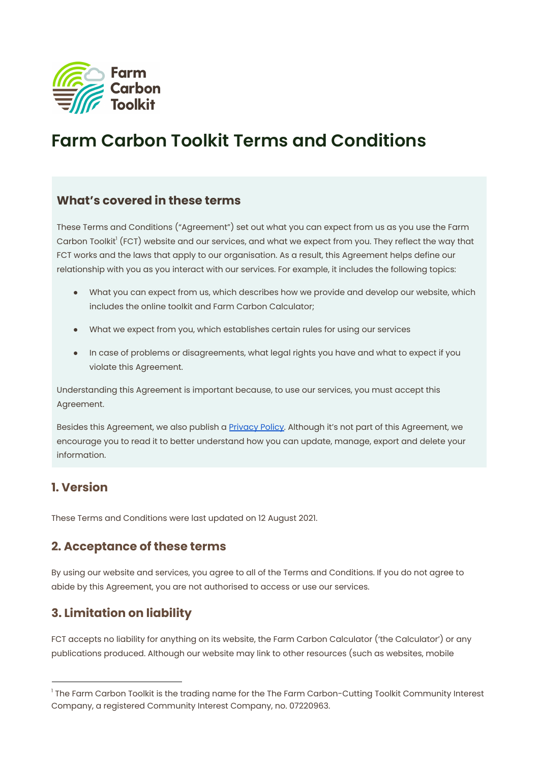Farm Carbon Toolkit

# Farm Carbon Toolkit Terms and Conditions

## What's covered in these terms

These Terms and Conditions ("Agreement") set out what you can expect from us as you use the Farm Carbon Toolkit[1] (FCT) website and our services, and what we expect from you. They reflect the way that FCT works and the laws that apply to our organisation. As a result, this Agreement helps define our relationship with you as you interact with our services. For example, it includes the following topics:

- What you can expect from us, which describes how we provide and develop our website, which includes the online toolkit and Farm Carbon Calculator;
- What we expect from you, which establishes certain rules for using our services
- In case of problems or disagreements, what legal rights you have and what to expect if you violate this Agreement.

Understanding this Agreement is important because, to use our services, you must accept this Agreement.

Besides this Agreement, we also publish a [Privacy Policy](). Although it's not part of this Agreement, we encourage you to read it to better understand how you can update, manage, export and delete your information.

## 1. Version

These Terms and Conditions were last updated on 12 August 2021.

## 2. Acceptance of these terms

By using our website and services, you agree to all of the Terms and Conditions. If you do not agree to abide by this Agreement, you are not authorised to access or use our services.

## 3. Limitation on liability

FCT accepts no liability for anything on its website, the Farm Carbon Calculator ('the Calculator') or any publications produced. Although our website may link to other resources (such as websites, mobile

---

[1] The Farm Carbon Toolkit is the trading name for the The Farm Carbon-Cutting Toolkit Community Interest Company, a registered Community Interest Company, no. 07220963.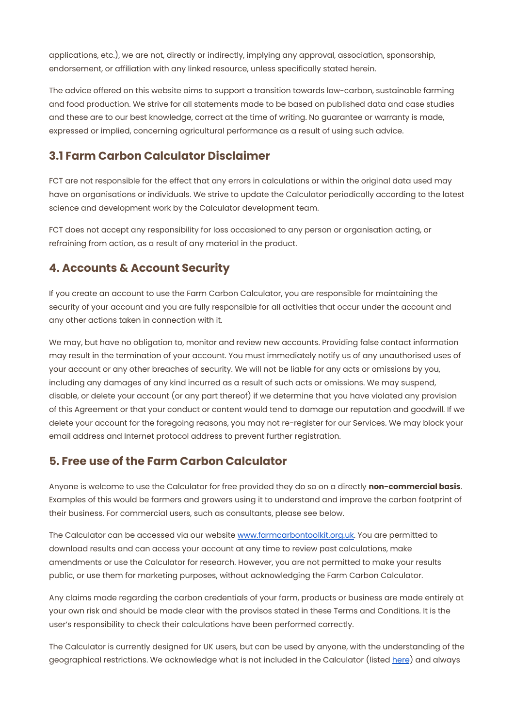applications, etc.), we are not, directly or indirectly, implying any approval, association, sponsorship, endorsement, or affiliation with any linked resource, unless specifically stated herein.

The advice offered on this website aims to support a transition towards low-carbon, sustainable farming and food production. We strive for all statements made to be based on published data and case studies and these are to our best knowledge, correct at the time of writing. No guarantee or warranty is made, expressed or implied, concerning agricultural performance as a result of using such advice.

## 3.1 Farm Carbon Calculator Disclaimer

FCT are not responsible for the effect that any errors in calculations or within the original data used may have on organisations or individuals. We strive to update the Calculator periodically according to the latest science and development work by the Calculator development team.

FCT does not accept any responsibility for loss occasioned to any person or organisation acting, or refraining from action, as a result of any material in the product.

## 4. Accounts & Account Security

If you create an account to use the Farm Carbon Calculator, you are responsible for maintaining the security of your account and you are fully responsible for all activities that occur under the account and any other actions taken in connection with it.

We may, but have no obligation to, monitor and review new accounts. Providing false contact information may result in the termination of your account. You must immediately notify us of any unauthorised uses of your account or any other breaches of security. We will not be liable for any acts or omissions by you, including any damages of any kind incurred as a result of such acts or omissions. We may suspend, disable, or delete your account (or any part thereof) if we determine that you have violated any provision of this Agreement or that your conduct or content would tend to damage our reputation and goodwill. If we delete your account for the foregoing reasons, you may not re-register for our Services. We may block your email address and Internet protocol address to prevent further registration.

## 5. Free use of the Farm Carbon Calculator

Anyone is welcome to use the Calculator for free provided they do so on a directly **non-commercial basis**. Examples of this would be farmers and growers using it to understand and improve the carbon footprint of their business. For commercial users, such as consultants, please see below.

The Calculator can be accessed via our website [www.farmcarbontoolkit.org.uk](www.farmcarbontoolkit.org.uk). You are permitted to download results and can access your account at any time to review past calculations, make amendments or use the Calculator for research. However, you are not permitted to make your results public, or use them for marketing purposes, without acknowledging the Farm Carbon Calculator.

Any claims made regarding the carbon credentials of your farm, products or business are made entirely at your own risk and should be made clear with the provisos stated in these Terms and Conditions. It is the user's responsibility to check their calculations have been performed correctly.

The Calculator is currently designed for UK users, but can be used by anyone, with the understanding of the geographical restrictions. We acknowledge what is not included in the Calculator (listed here) and always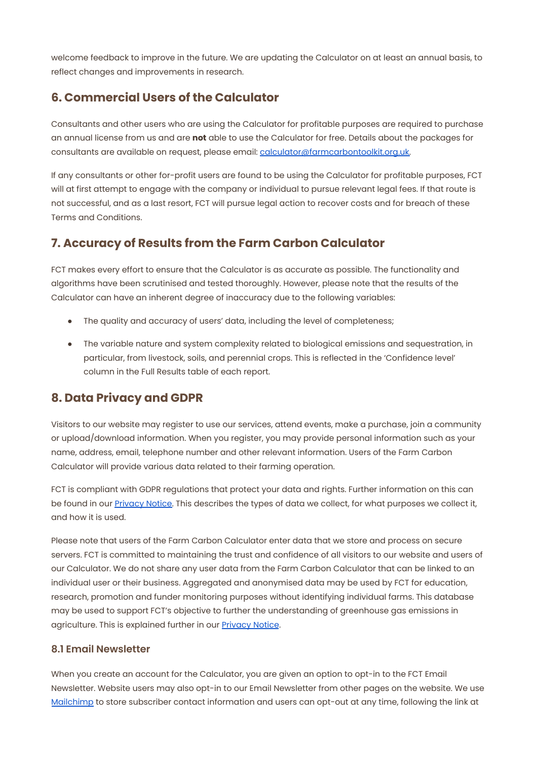welcome feedback to improve in the future. We are updating the Calculator on at least an annual basis, to reflect changes and improvements in research.

## 6. Commercial Users of the Calculator

Consultants and other users who are using the Calculator for profitable purposes are required to purchase an annual license from us and are **not** able to use the Calculator for free. Details about the packages for consultants are available on request, please email: calculator@farmcarbontoolkit.org.uk.

If any consultants or other for-profit users are found to be using the Calculator for profitable purposes, FCT will at first attempt to engage with the company or individual to pursue relevant legal fees. If that route is not successful, and as a last resort, FCT will pursue legal action to recover costs and for breach of these Terms and Conditions.

## 7. Accuracy of Results from the Farm Carbon Calculator

FCT makes every effort to ensure that the Calculator is as accurate as possible. The functionality and algorithms have been scrutinised and tested thoroughly. However, please note that the results of the Calculator can have an inherent degree of inaccuracy due to the following variables:

- The quality and accuracy of users' data, including the level of completeness;
- The variable nature and system complexity related to biological emissions and sequestration, in particular, from livestock, soils, and perennial crops. This is reflected in the 'Confidence level' column in the Full Results table of each report.

## 8. Data Privacy and GDPR

Visitors to our website may register to use our services, attend events, make a purchase, join a community or upload/download information. When you register, you may provide personal information such as your name, address, email, telephone number and other relevant information. Users of the Farm Carbon Calculator will provide various data related to their farming operation.

FCT is compliant with GDPR regulations that protect your data and rights. Further information on this can be found in our Privacy Notice. This describes the types of data we collect, for what purposes we collect it, and how it is used.

Please note that users of the Farm Carbon Calculator enter data that we store and process on secure servers. FCT is committed to maintaining the trust and confidence of all visitors to our website and users of our Calculator. We do not share any user data from the Farm Carbon Calculator that can be linked to an individual user or their business. Aggregated and anonymised data may be used by FCT for education, research, promotion and funder monitoring purposes without identifying individual farms. This database may be used to support FCT's objective to further the understanding of greenhouse gas emissions in agriculture. This is explained further in our Privacy Notice.

### 8.1 Email Newsletter

When you create an account for the Calculator, you are given an option to opt-in to the FCT Email Newsletter. Website users may also opt-in to our Email Newsletter from other pages on the website. We use Mailchimp to store subscriber contact information and users can opt-out at any time, following the link at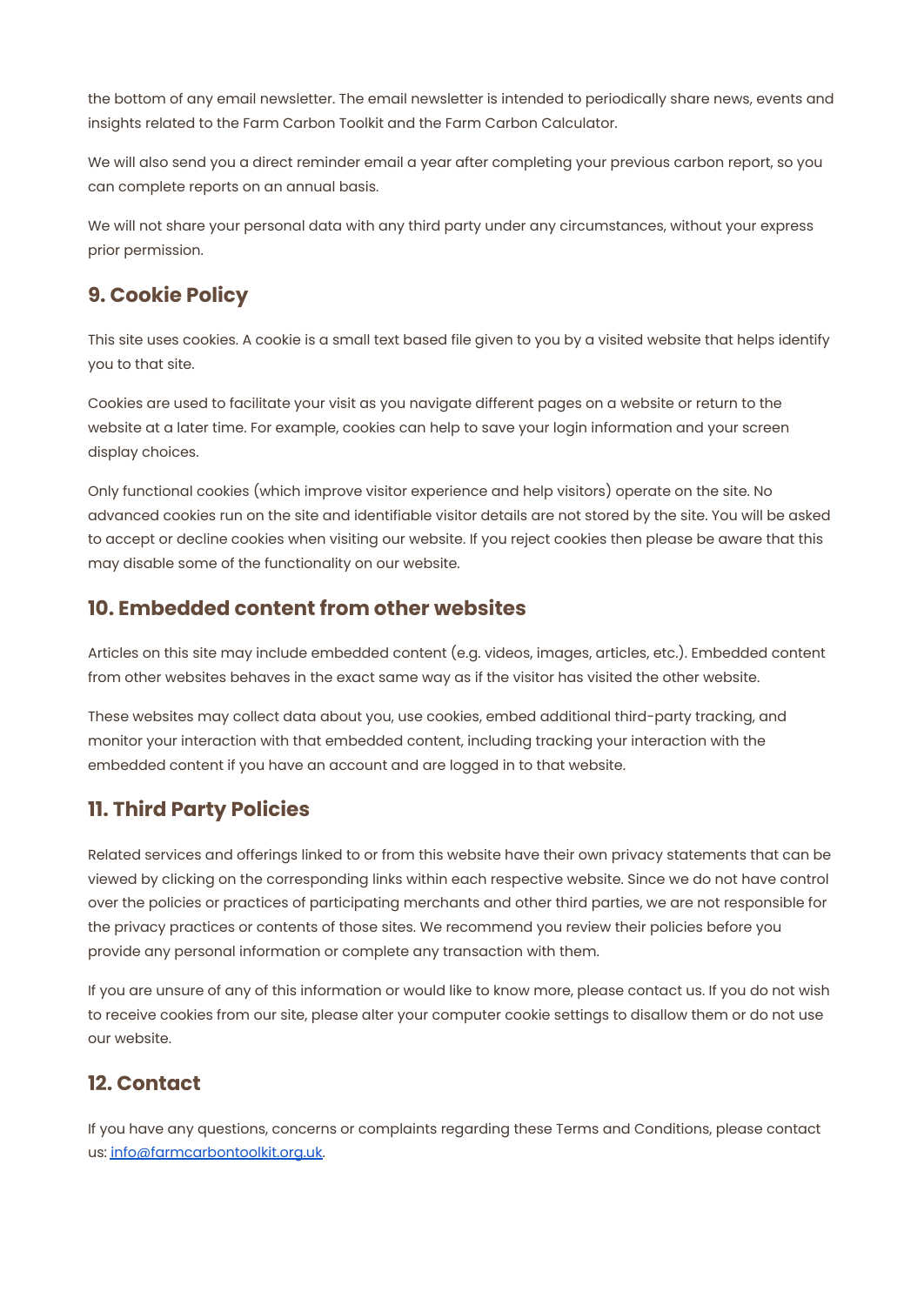the bottom of any email newsletter. The email newsletter is intended to periodically share news, events and insights related to the Farm Carbon Toolkit and the Farm Carbon Calculator.

We will also send you a direct reminder email a year after completing your previous carbon report, so you can complete reports on an annual basis.

We will not share your personal data with any third party under any circumstances, without your express prior permission.

## 9. Cookie Policy

This site uses cookies. A cookie is a small text based file given to you by a visited website that helps identify you to that site.

Cookies are used to facilitate your visit as you navigate different pages on a website or return to the website at a later time. For example, cookies can help to save your login information and your screen display choices.

Only functional cookies (which improve visitor experience and help visitors) operate on the site. No advanced cookies run on the site and identifiable visitor details are not stored by the site. You will be asked to accept or decline cookies when visiting our website. If you reject cookies then please be aware that this may disable some of the functionality on our website.

## 10. Embedded content from other websites

Articles on this site may include embedded content (e.g. videos, images, articles, etc.). Embedded content from other websites behaves in the exact same way as if the visitor has visited the other website.

These websites may collect data about you, use cookies, embed additional third-party tracking, and monitor your interaction with that embedded content, including tracking your interaction with the embedded content if you have an account and are logged in to that website.

## 11. Third Party Policies

Related services and offerings linked to or from this website have their own privacy statements that can be viewed by clicking on the corresponding links within each respective website. Since we do not have control over the policies or practices of participating merchants and other third parties, we are not responsible for the privacy practices or contents of those sites. We recommend you review their policies before you provide any personal information or complete any transaction with them.

If you are unsure of any of this information or would like to know more, please contact us. If you do not wish to receive cookies from our site, please alter your computer cookie settings to disallow them or do not use our website.

## 12. Contact

If you have any questions, concerns or complaints regarding these Terms and Conditions, please contact us: info@farmcarbontoolkit.org.uk.